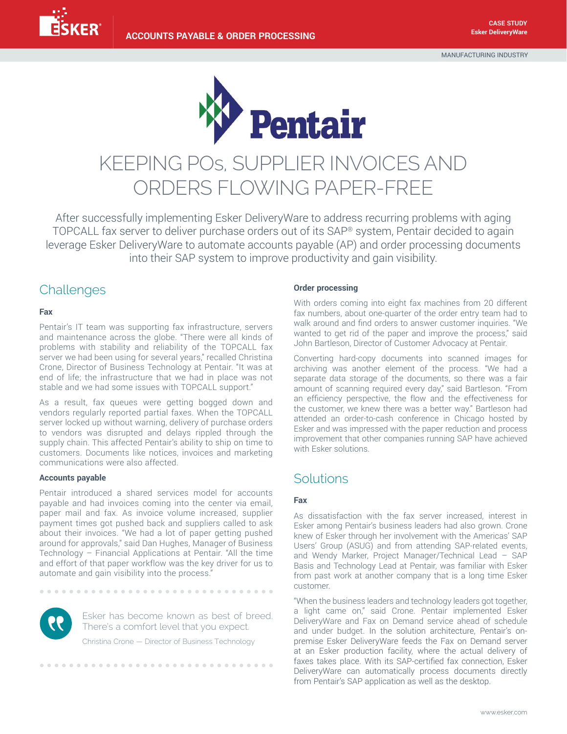ACCOUNTS PAYABLE & ORDER PROCESSING

CASE STUDY
Esker DeliveryWare

MANUFACTURING INDUSTRY

# KEEPING POs, SUPPLIER INVOICES AND ORDERS FLOWING PAPER-FREE

After successfully implementing Esker DeliveryWare to address recurring problems with aging TOPCALL fax server to deliver purchase orders out of its SAP® system, Pentair decided to again leverage Esker DeliveryWare to automate accounts payable (AP) and order processing documents into their SAP system to improve productivity and gain visibility.

## Challenges

### Fax

Pentair's IT team was supporting fax infrastructure, servers and maintenance across the globe. "There were all kinds of problems with stability and reliability of the TOPCALL fax server we had been using for several years," recalled Christina Crone, Director of Business Technology at Pentair. "It was at end of life; the infrastructure that we had in place was not stable and we had some issues with TOPCALL support."

As a result, fax queues were getting bogged down and vendors regularly reported partial faxes. When the TOPCALL server locked up without warning, delivery of purchase orders to vendors was disrupted and delays rippled through the supply chain. This affected Pentair's ability to ship on time to customers. Documents like notices, invoices and marketing communications were also affected.

### Accounts payable

Pentair introduced a shared services model for accounts payable and had invoices coming into the center via email, paper mail and fax. As invoice volume increased, supplier payment times got pushed back and suppliers called to ask about their invoices. "We had a lot of paper getting pushed around for approvals," said Dan Hughes, Manager of Business Technology – Financial Applications at Pentair. "All the time and effort of that paper workflow was the key driver for us to automate and gain visibility into the process."

> Esker has become known as best of breed. There's a comfort level that you expect.
>
> Christina Crone — Director of Business Technology

### Order processing

With orders coming into eight fax machines from 20 different fax numbers, about one-quarter of the order entry team had to walk around and find orders to answer customer inquiries. "We wanted to get rid of the paper and improve the process," said John Bartleson, Director of Customer Advocacy at Pentair.

Converting hard-copy documents into scanned images for archiving was another element of the process. "We had a separate data storage of the documents, so there was a fair amount of scanning required every day," said Bartleson. "From an efficiency perspective, the flow and the effectiveness for the customer, we knew there was a better way." Bartleson had attended an order-to-cash conference in Chicago hosted by Esker and was impressed with the paper reduction and process improvement that other companies running SAP have achieved with Esker solutions.

## Solutions

### Fax

As dissatisfaction with the fax server increased, interest in Esker among Pentair's business leaders had also grown. Crone knew of Esker through her involvement with the Americas' SAP Users' Group (ASUG) and from attending SAP-related events, and Wendy Marker, Project Manager/Technical Lead – SAP Basis and Technology Lead at Pentair, was familiar with Esker from past work at another company that is a long time Esker customer.

"When the business leaders and technology leaders got together, a light came on," said Crone. Pentair implemented Esker DeliveryWare and Fax on Demand service ahead of schedule and under budget. In the solution architecture, Pentair's on-premise Esker DeliveryWare feeds the Fax on Demand server at an Esker production facility, where the actual delivery of faxes takes place. With its SAP-certified fax connection, Esker DeliveryWare can automatically process documents directly from Pentair's SAP application as well as the desktop.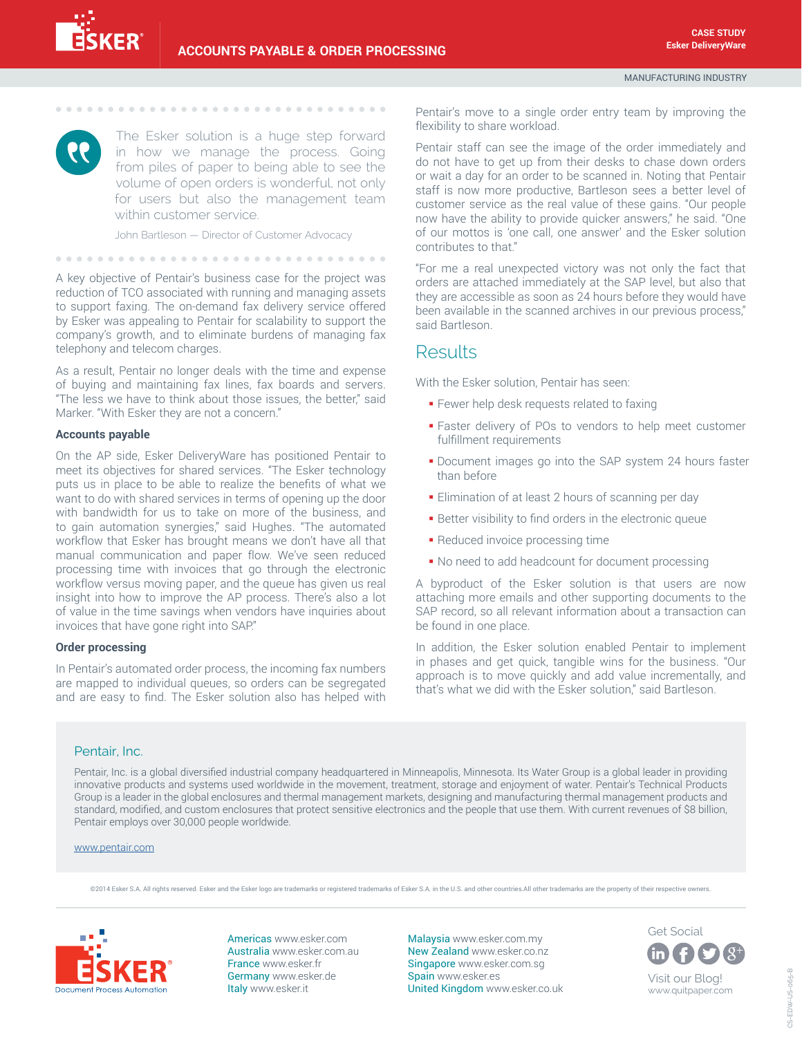> The Esker solution is a huge step forward in how we manage the process. Going from piles of paper to being able to see the volume of open orders is wonderful, not only for users but also the management team within customer service.
>
> John Bartleson — Director of Customer Advocacy

A key objective of Pentair's business case for the project was reduction of TCO associated with running and managing assets to support faxing. The on-demand fax delivery service offered by Esker was appealing to Pentair for scalability to support the company's growth, and to eliminate burdens of managing fax telephony and telecom charges.

As a result, Pentair no longer deals with the time and expense of buying and maintaining fax lines, fax boards and servers. "The less we have to think about those issues, the better," said Marker. "With Esker they are not a concern."

**Accounts payable**

On the AP side, Esker DeliveryWare has positioned Pentair to meet its objectives for shared services. "The Esker technology puts us in place to be able to realize the benefits of what we want to do with shared services in terms of opening up the door with bandwidth for us to take on more of the business, and to gain automation synergies," said Hughes. "The automated workflow that Esker has brought means we don't have all that manual communication and paper flow. We've seen reduced processing time with invoices that go through the electronic workflow versus moving paper, and the queue has given us real insight into how to improve the AP process. There's also a lot of value in the time savings when vendors have inquiries about invoices that have gone right into SAP."

**Order processing**

In Pentair's automated order process, the incoming fax numbers are mapped to individual queues, so orders can be segregated and are easy to find. The Esker solution also has helped with Pentair's move to a single order entry team by improving the flexibility to share workload.

Pentair staff can see the image of the order immediately and do not have to get up from their desks to chase down orders or wait a day for an order to be scanned in. Noting that Pentair staff is now more productive, Bartleson sees a better level of customer service as the real value of these gains. "Our people now have the ability to provide quicker answers," he said. "One of our mottos is 'one call, one answer' and the Esker solution contributes to that."

"For me a real unexpected victory was not only the fact that orders are attached immediately at the SAP level, but also that they are accessible as soon as 24 hours before they would have been available in the scanned archives in our previous process," said Bartleson.

## Results

With the Esker solution, Pentair has seen:

- Fewer help desk requests related to faxing
- Faster delivery of POs to vendors to help meet customer fulfillment requirements
- Document images go into the SAP system 24 hours faster than before
- Elimination of at least 2 hours of scanning per day
- Better visibility to find orders in the electronic queue
- Reduced invoice processing time
- No need to add headcount for document processing

A byproduct of the Esker solution is that users are now attaching more emails and other supporting documents to the SAP record, so all relevant information about a transaction can be found in one place.

In addition, the Esker solution enabled Pentair to implement in phases and get quick, tangible wins for the business. "Our approach is to move quickly and add value incrementally, and that's what we did with the Esker solution," said Bartleson.

### Pentair, Inc.

Pentair, Inc. is a global diversified industrial company headquartered in Minneapolis, Minnesota. Its Water Group is a global leader in providing innovative products and systems used worldwide in the movement, treatment, storage and enjoyment of water. Pentair's Technical Products Group is a leader in the global enclosures and thermal management markets, designing and manufacturing thermal management products and standard, modified, and custom enclosures that protect sensitive electronics and the people that use them. With current revenues of $8 billion, Pentair employs over 30,000 people worldwide.

www.pentair.com

©2014 Esker S.A. All rights reserved. Esker and the Esker logo are trademarks or registered trademarks of Esker S.A. in the U.S. and other countries.All other trademarks are the property of their respective owners.

ESKER Document Process Automation

Americas www.esker.com
Australia www.esker.com.au
France www.esker.fr
Germany www.esker.de
Italy www.esker.it

Malaysia www.esker.com.my
New Zealand www.esker.co.nz
Singapore www.esker.com.sg
Spain www.esker.es
United Kingdom www.esker.co.uk

Get Social

Visit our Blog!
www.quitpaper.com

CS-EDW-US-065-B